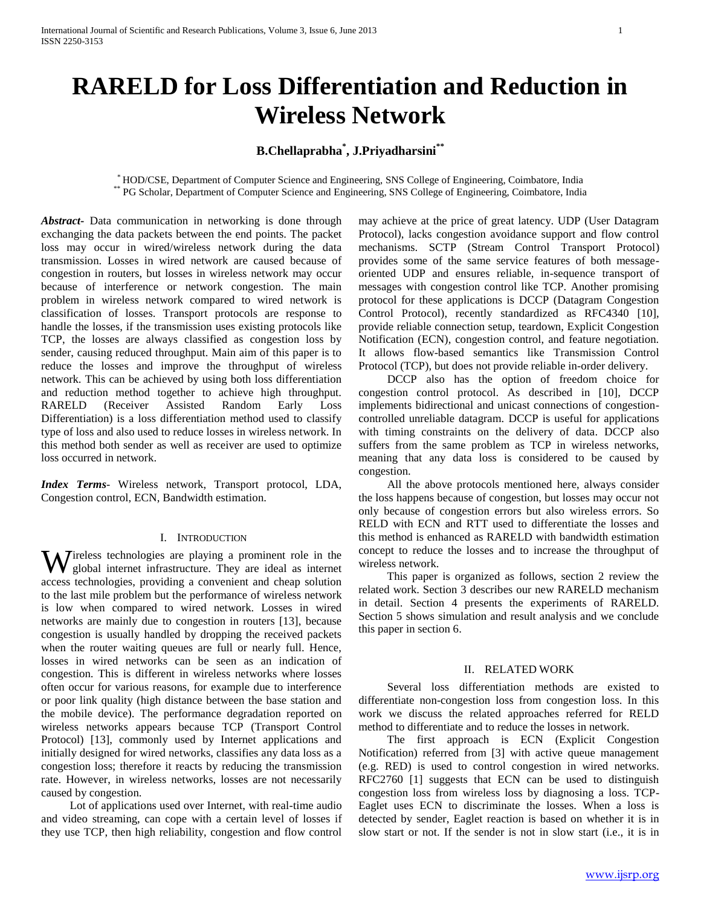# RARELD for Loss Differentiation and Reduction in Wireless Network

**B.Chellaprabha\*, J.Priyadharsini\*\***

\* HOD/CSE, Department of Computer Science and Engineering, SNS College of Engineering, Coimbatore, India
\*\* PG Scholar, Department of Computer Science and Engineering, SNS College of Engineering, Coimbatore, India

***Abstract*-** Data communication in networking is done through exchanging the data packets between the end points. The packet loss may occur in wired/wireless network during the data transmission. Losses in wired network are caused because of congestion in routers, but losses in wireless network may occur because of interference or network congestion. The main problem in wireless network compared to wired network is classification of losses. Transport protocols are response to handle the losses, if the transmission uses existing protocols like TCP, the losses are always classified as congestion loss by sender, causing reduced throughput. Main aim of this paper is to reduce the losses and improve the throughput of wireless network. This can be achieved by using both loss differentiation and reduction method together to achieve high throughput. RARELD (Receiver Assisted Random Early Loss Differentiation) is a loss differentiation method used to classify type of loss and also used to reduce losses in wireless network. In this method both sender as well as receiver are used to optimize loss occurred in network.

***Index Terms*-** Wireless network, Transport protocol, LDA, Congestion control, ECN, Bandwidth estimation.

## I. Introduction

Wireless technologies are playing a prominent role in the global internet infrastructure. They are ideal as internet access technologies, providing a convenient and cheap solution to the last mile problem but the performance of wireless network is low when compared to wired network. Losses in wired networks are mainly due to congestion in routers [13], because congestion is usually handled by dropping the received packets when the router waiting queues are full or nearly full. Hence, losses in wired networks can be seen as an indication of congestion. This is different in wireless networks where losses often occur for various reasons, for example due to interference or poor link quality (high distance between the base station and the mobile device). The performance degradation reported on wireless networks appears because TCP (Transport Control Protocol) [13], commonly used by Internet applications and initially designed for wired networks, classifies any data loss as a congestion loss; therefore it reacts by reducing the transmission rate. However, in wireless networks, losses are not necessarily caused by congestion.

Lot of applications used over Internet, with real-time audio and video streaming, can cope with a certain level of losses if they use TCP, then high reliability, congestion and flow control may achieve at the price of great latency. UDP (User Datagram Protocol), lacks congestion avoidance support and flow control mechanisms. SCTP (Stream Control Transport Protocol) provides some of the same service features of both message-oriented UDP and ensures reliable, in-sequence transport of messages with congestion control like TCP. Another promising protocol for these applications is DCCP (Datagram Congestion Control Protocol), recently standardized as RFC4340 [10], provide reliable connection setup, teardown, Explicit Congestion Notification (ECN), congestion control, and feature negotiation. It allows flow-based semantics like Transmission Control Protocol (TCP), but does not provide reliable in-order delivery.

DCCP also has the option of freedom choice for congestion control protocol. As described in [10], DCCP implements bidirectional and unicast connections of congestion-controlled unreliable datagram. DCCP is useful for applications with timing constraints on the delivery of data. DCCP also suffers from the same problem as TCP in wireless networks, meaning that any data loss is considered to be caused by congestion.

All the above protocols mentioned here, always consider the loss happens because of congestion, but losses may occur not only because of congestion errors but also wireless errors. So RELD with ECN and RTT used to differentiate the losses and this method is enhanced as RARELD with bandwidth estimation concept to reduce the losses and to increase the throughput of wireless network.

This paper is organized as follows, section 2 review the related work. Section 3 describes our new RARELD mechanism in detail. Section 4 presents the experiments of RARELD. Section 5 shows simulation and result analysis and we conclude this paper in section 6.

## II. Related Work

Several loss differentiation methods are existed to differentiate non-congestion loss from congestion loss. In this work we discuss the related approaches referred for RELD method to differentiate and to reduce the losses in network.

The first approach is ECN (Explicit Congestion Notification) referred from [3] with active queue management (e.g. RED) is used to control congestion in wired networks. RFC2760 [1] suggests that ECN can be used to distinguish congestion loss from wireless loss by diagnosing a loss. TCP-Eaglet uses ECN to discriminate the losses. When a loss is detected by sender, Eaglet reaction is based on whether it is in slow start or not. If the sender is not in slow start (i.e., it is in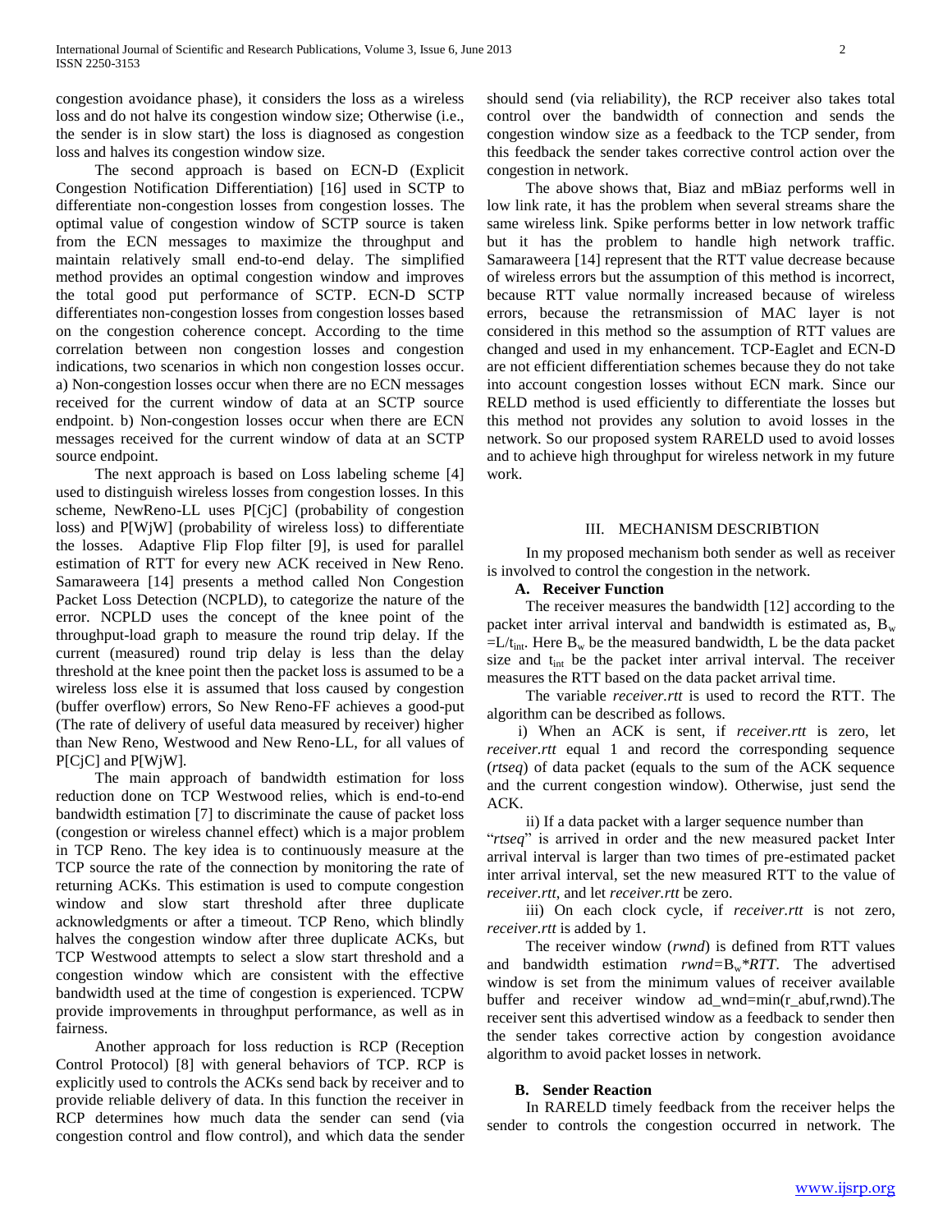congestion avoidance phase), it considers the loss as a wireless loss and do not halve its congestion window size; Otherwise (i.e., the sender is in slow start) the loss is diagnosed as congestion loss and halves its congestion window size.

The second approach is based on ECN-D (Explicit Congestion Notification Differentiation) [16] used in SCTP to differentiate non-congestion losses from congestion losses. The optimal value of congestion window of SCTP source is taken from the ECN messages to maximize the throughput and maintain relatively small end-to-end delay. The simplified method provides an optimal congestion window and improves the total good put performance of SCTP. ECN-D SCTP differentiates non-congestion losses from congestion losses based on the congestion coherence concept. According to the time correlation between non congestion losses and congestion indications, two scenarios in which non congestion losses occur. a) Non-congestion losses occur when there are no ECN messages received for the current window of data at an SCTP source endpoint. b) Non-congestion losses occur when there are ECN messages received for the current window of data at an SCTP source endpoint.

The next approach is based on Loss labeling scheme [4] used to distinguish wireless losses from congestion losses. In this scheme, NewReno-LL uses P[CjC] (probability of congestion loss) and P[WjW] (probability of wireless loss) to differentiate the losses. Adaptive Flip Flop filter [9], is used for parallel estimation of RTT for every new ACK received in New Reno. Samaraweera [14] presents a method called Non Congestion Packet Loss Detection (NCPLD), to categorize the nature of the error. NCPLD uses the concept of the knee point of the throughput-load graph to measure the round trip delay. If the current (measured) round trip delay is less than the delay threshold at the knee point then the packet loss is assumed to be a wireless loss else it is assumed that loss caused by congestion (buffer overflow) errors, So New Reno-FF achieves a good-put (The rate of delivery of useful data measured by receiver) higher than New Reno, Westwood and New Reno-LL, for all values of P[CjC] and P[WjW].

The main approach of bandwidth estimation for loss reduction done on TCP Westwood relies, which is end-to-end bandwidth estimation [7] to discriminate the cause of packet loss (congestion or wireless channel effect) which is a major problem in TCP Reno. The key idea is to continuously measure at the TCP source the rate of the connection by monitoring the rate of returning ACKs. This estimation is used to compute congestion window and slow start threshold after three duplicate acknowledgments or after a timeout. TCP Reno, which blindly halves the congestion window after three duplicate ACKs, but TCP Westwood attempts to select a slow start threshold and a congestion window which are consistent with the effective bandwidth used at the time of congestion is experienced. TCPW provide improvements in throughput performance, as well as in fairness.

Another approach for loss reduction is RCP (Reception Control Protocol) [8] with general behaviors of TCP. RCP is explicitly used to controls the ACKs send back by receiver and to provide reliable delivery of data. In this function the receiver in RCP determines how much data the sender can send (via congestion control and flow control), and which data the sender should send (via reliability), the RCP receiver also takes total control over the bandwidth of connection and sends the congestion window size as a feedback to the TCP sender, from this feedback the sender takes corrective control action over the congestion in network.

The above shows that, Biaz and mBiaz performs well in low link rate, it has the problem when several streams share the same wireless link. Spike performs better in low network traffic but it has the problem to handle high network traffic. Samaraweera [14] represent that the RTT value decrease because of wireless errors but the assumption of this method is incorrect, because RTT value normally increased because of wireless errors, because the retransmission of MAC layer is not considered in this method so the assumption of RTT values are changed and used in my enhancement. TCP-Eaglet and ECN-D are not efficient differentiation schemes because they do not take into account congestion losses without ECN mark. Since our RELD method is used efficiently to differentiate the losses but this method not provides any solution to avoid losses in the network. So our proposed system RARELD used to avoid losses and to achieve high throughput for wireless network in my future work.

## III. Mechanism Describtion

In my proposed mechanism both sender as well as receiver is involved to control the congestion in the network.

### A. Receiver Function

The receiver measures the bandwidth [12] according to the packet inter arrival interval and bandwidth is estimated as, $B_w = L/t_{int}$. Here $B_w$ be the measured bandwidth, L be the data packet size and $t_{int}$ be the packet inter arrival interval. The receiver measures the RTT based on the data packet arrival time.

The variable *receiver.rtt* is used to record the RTT. The algorithm can be described as follows.

i) When an ACK is sent, if *receiver.rtt* is zero, let *receiver.rtt* equal 1 and record the corresponding sequence (*rtseq*) of data packet (equals to the sum of the ACK sequence and the current congestion window). Otherwise, just send the ACK.

ii) If a data packet with a larger sequence number than "*rtseq*" is arrived in order and the new measured packet Inter arrival interval is larger than two times of pre-estimated packet inter arrival interval, set the new measured RTT to the value of *receiver.rtt*, and let *receiver.rtt* be zero.

iii) On each clock cycle, if *receiver.rtt* is not zero, *receiver.rtt* is added by 1.

The receiver window (*rwnd*) is defined from RTT values and bandwidth estimation $rwnd = B_w * RTT$. The advertised window is set from the minimum values of receiver available buffer and receiver window ad_wnd=min(r_abuf,rwnd).The receiver sent this advertised window as a feedback to sender then the sender takes corrective action by congestion avoidance algorithm to avoid packet losses in network.

### B. Sender Reaction

In RARELD timely feedback from the receiver helps the sender to controls the congestion occurred in network. The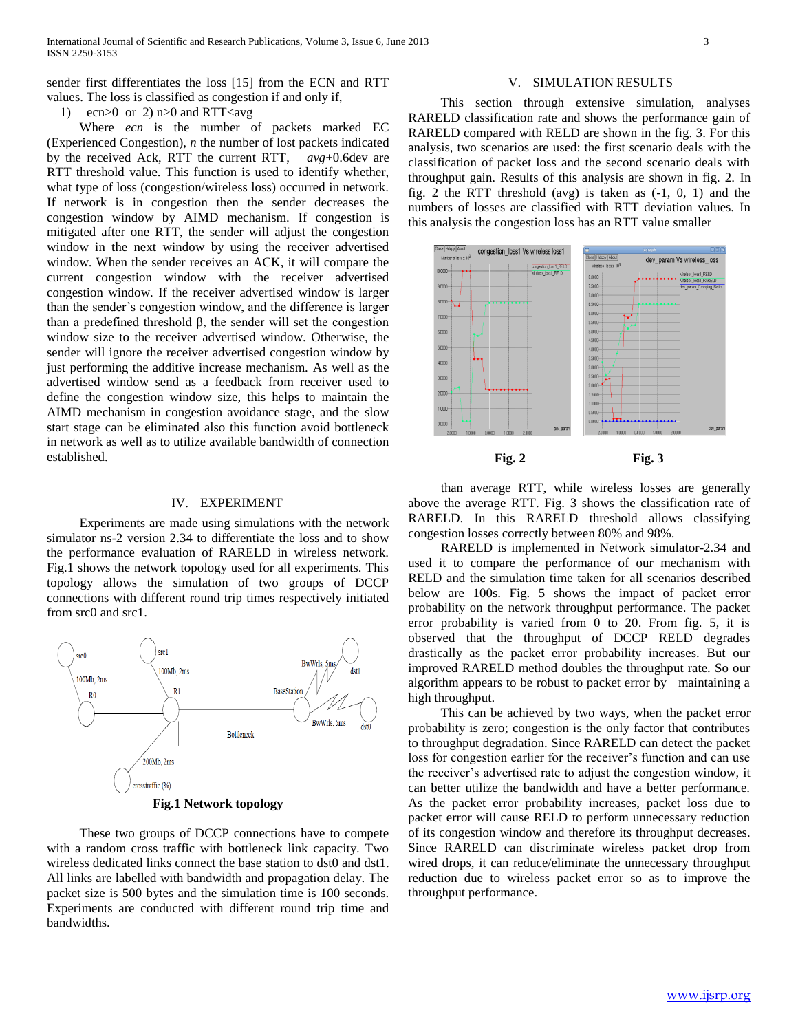sender first differentiates the loss [15] from the ECN and RTT values. The loss is classified as congestion if and only if,

1) ecn>0 or 2) n>0 and RTT<avg

Where *ecn* is the number of packets marked EC (Experienced Congestion), *n* the number of lost packets indicated by the received Ack, RTT the current RTT, *avg*+0.6dev are RTT threshold value. This function is used to identify whether, what type of loss (congestion/wireless loss) occurred in network. If network is in congestion then the sender decreases the congestion window by AIMD mechanism. If congestion is mitigated after one RTT, the sender will adjust the congestion window in the next window by using the receiver advertised window. When the sender receives an ACK, it will compare the current congestion window with the receiver advertised congestion window. If the receiver advertised window is larger than the sender's congestion window, and the difference is larger than a predefined threshold β, the sender will set the congestion window size to the receiver advertised window. Otherwise, the sender will ignore the receiver advertised congestion window by just performing the additive increase mechanism. As well as the advertised window send as a feedback from receiver used to define the congestion window size, this helps to maintain the AIMD mechanism in congestion avoidance stage, and the slow start stage can be eliminated also this function avoid bottleneck in network as well as to utilize available bandwidth of connection established.

## IV. EXPERIMENT

Experiments are made using simulations with the network simulator ns-2 version 2.34 to differentiate the loss and to show the performance evaluation of RARELD in wireless network. Fig.1 shows the network topology used for all experiments. This topology allows the simulation of two groups of DCCP connections with different round trip times respectively initiated from src0 and src1.

**Fig.1 Network topology**

These two groups of DCCP connections have to compete with a random cross traffic with bottleneck link capacity. Two wireless dedicated links connect the base station to dst0 and dst1. All links are labelled with bandwidth and propagation delay. The packet size is 500 bytes and the simulation time is 100 seconds. Experiments are conducted with different round trip time and bandwidths.

## V. SIMULATION RESULTS

This section through extensive simulation, analyses RARELD classification rate and shows the performance gain of RARELD compared with RELD are shown in the fig. 3. For this analysis, two scenarios are used: the first scenario deals with the classification of packet loss and the second scenario deals with throughput gain. Results of this analysis are shown in fig. 2. In fig. 2 the RTT threshold (avg) is taken as (-1, 0, 1) and the numbers of losses are classified with RTT deviation values. In this analysis the congestion loss has an RTT value smaller

**Fig. 2** **Fig. 3**

than average RTT, while wireless losses are generally above the average RTT. Fig. 3 shows the classification rate of RARELD. In this RARELD threshold allows classifying congestion losses correctly between 80% and 98%.

RARELD is implemented in Network simulator-2.34 and used it to compare the performance of our mechanism with RELD and the simulation time taken for all scenarios described below are 100s. Fig. 5 shows the impact of packet error probability on the network throughput performance. The packet error probability is varied from 0 to 20. From fig. 5, it is observed that the throughput of DCCP RELD degrades drastically as the packet error probability increases. But our improved RARELD method doubles the throughput rate. So our algorithm appears to be robust to packet error by maintaining a high throughput.

This can be achieved by two ways, when the packet error probability is zero; congestion is the only factor that contributes to throughput degradation. Since RARELD can detect the packet loss for congestion earlier for the receiver's function and can use the receiver's advertised rate to adjust the congestion window, it can better utilize the bandwidth and have a better performance. As the packet error probability increases, packet loss due to packet error will cause RELD to perform unnecessary reduction of its congestion window and therefore its throughput decreases. Since RARELD can discriminate wireless packet drop from wired drops, it can reduce/eliminate the unnecessary throughput reduction due to wireless packet error so as to improve the throughput performance.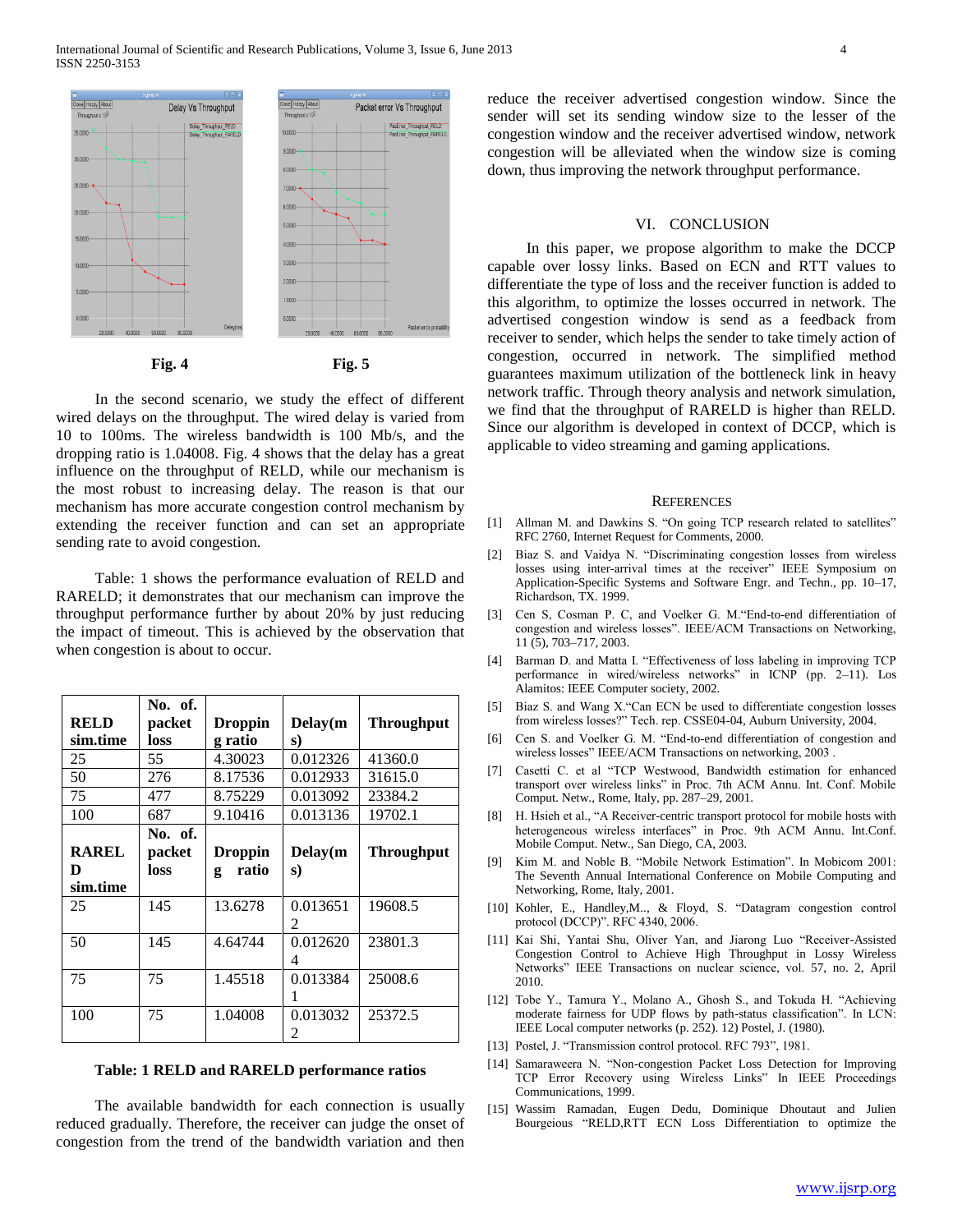Fig. 4

Fig. 5

In the second scenario, we study the effect of different wired delays on the throughput. The wired delay is varied from 10 to 100ms. The wireless bandwidth is 100 Mb/s, and the dropping ratio is 1.04008. Fig. 4 shows that the delay has a great influence on the throughput of RELD, while our mechanism is the most robust to increasing delay. The reason is that our mechanism has more accurate congestion control mechanism by extending the receiver function and can set an appropriate sending rate to avoid congestion.

Table: 1 shows the performance evaluation of RELD and RARELD; it demonstrates that our mechanism can improve the throughput performance further by about 20% by just reducing the impact of timeout. This is achieved by the observation that when congestion is about to occur.

| **RELD sim.time** | **No. of. packet loss** | **Dropping ratio** | **Delay(ms)** | **Throughput** |
|---|---|---|---|---|
| 25 | 55 | 4.30023 | 0.012326 | 41360.0 |
| 50 | 276 | 8.17536 | 0.012933 | 31615.0 |
| 75 | 477 | 8.75229 | 0.013092 | 23384.2 |
| 100 | 687 | 9.10416 | 0.013136 | 19702.1 |
| **RARELD sim.time** | **No. of. packet loss** | **Dropping ratio** | **Delay(ms)** | **Throughput** |
| 25 | 145 | 13.6278 | 0.0136512 | 19608.5 |
| 50 | 145 | 4.64744 | 0.0126204 | 23801.3 |
| 75 | 75 | 1.45518 | 0.0133841 | 25008.6 |
| 100 | 75 | 1.04008 | 0.0130322 | 25372.5 |

**Table: 1 RELD and RARELD performance ratios**

The available bandwidth for each connection is usually reduced gradually. Therefore, the receiver can judge the onset of congestion from the trend of the bandwidth variation and then reduce the receiver advertised congestion window. Since the sender will set its sending window size to the lesser of the congestion window and the receiver advertised window, network congestion will be alleviated when the window size is coming down, thus improving the network throughput performance.

## VI. Conclusion

In this paper, we propose algorithm to make the DCCP capable over lossy links. Based on ECN and RTT values to differentiate the type of loss and the receiver function is added to this algorithm, to optimize the losses occurred in network. The advertised congestion window is send as a feedback from receiver to sender, which helps the sender to take timely action of congestion, occurred in network. The simplified method guarantees maximum utilization of the bottleneck link in heavy network traffic. Through theory analysis and network simulation, we find that the throughput of RARELD is higher than RELD. Since our algorithm is developed in context of DCCP, which is applicable to video streaming and gaming applications.

## References

[1] Allman M. and Dawkins S. "On going TCP research related to satellites" RFC 2760, Internet Request for Comments, 2000.

[2] Biaz S. and Vaidya N. "Discriminating congestion losses from wireless losses using inter-arrival times at the receiver" IEEE Symposium on Application-Specific Systems and Software Engr. and Techn., pp. 10–17, Richardson, TX. 1999.

[3] Cen S, Cosman P. C, and Voelker G. M."End-to-end differentiation of congestion and wireless losses". IEEE/ACM Transactions on Networking, 11 (5), 703–717, 2003.

[4] Barman D. and Matta I. "Effectiveness of loss labeling in improving TCP performance in wired/wireless networks" in ICNP (pp. 2–11). Los Alamitos: IEEE Computer society, 2002.

[5] Biaz S. and Wang X."Can ECN be used to differentiate congestion losses from wireless losses?" Tech. rep. CSSE04-04, Auburn University, 2004.

[6] Cen S. and Voelker G. M. "End-to-end differentiation of congestion and wireless losses" IEEE/ACM Transactions on networking, 2003 .

[7] Casetti C. et al "TCP Westwood, Bandwidth estimation for enhanced transport over wireless links" in Proc. 7th ACM Annu. Int. Conf. Mobile Comput. Netw., Rome, Italy, pp. 287–29, 2001.

[8] H. Hsieh et al., "A Receiver-centric transport protocol for mobile hosts with heterogeneous wireless interfaces" in Proc. 9th ACM Annu. Int.Conf. Mobile Comput. Netw., San Diego, CA, 2003.

[9] Kim M. and Noble B. "Mobile Network Estimation". In Mobicom 2001: The Seventh Annual International Conference on Mobile Computing and Networking, Rome, Italy, 2001.

[10] Kohler, E., Handley,M.., & Floyd, S. "Datagram congestion control protocol (DCCP)". RFC 4340, 2006.

[11] Kai Shi, Yantai Shu, Oliver Yan, and Jiarong Luo "Receiver-Assisted Congestion Control to Achieve High Throughput in Lossy Wireless Networks" IEEE Transactions on nuclear science, vol. 57, no. 2, April 2010.

[12] Tobe Y., Tamura Y., Molano A., Ghosh S., and Tokuda H. "Achieving moderate fairness for UDP flows by path-status classification". In LCN: IEEE Local computer networks (p. 252). 12) Postel, J. (1980).

[13] Postel, J. "Transmission control protocol. RFC 793", 1981.

[14] Samaraweera N. "Non-congestion Packet Loss Detection for Improving TCP Error Recovery using Wireless Links" In IEEE Proceedings Communications, 1999.

[15] Wassim Ramadan, Eugen Dedu, Dominique Dhoutaut and Julien Bourgeious "RELD,RTT ECN Loss Differentiation to optimize the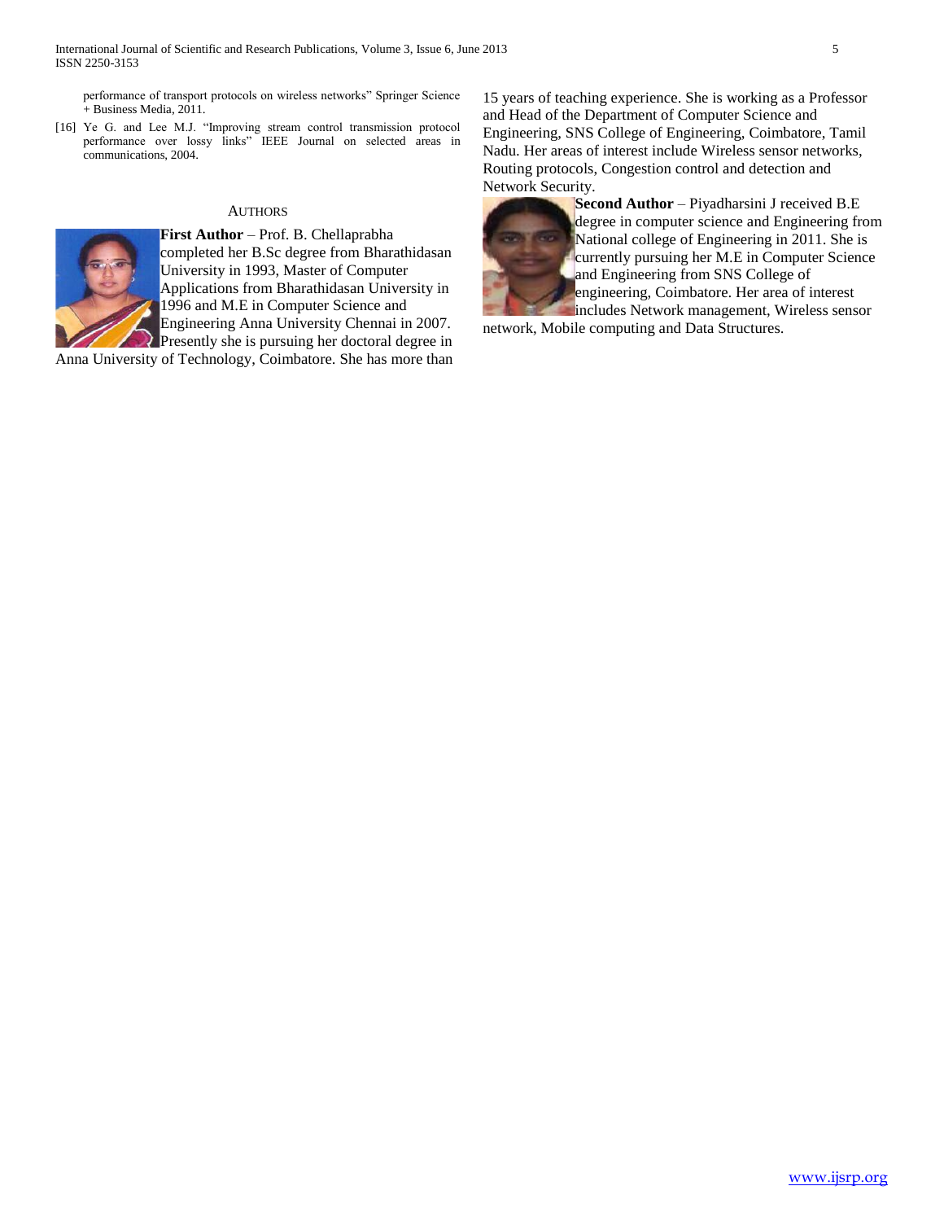performance of transport protocols on wireless networks" Springer Science + Business Media, 2011.

[16] Ye G. and Lee M.J. "Improving stream control transmission protocol performance over lossy links" IEEE Journal on selected areas in communications, 2004.

## AUTHORS

**First Author** – Prof. B. Chellaprabha completed her B.Sc degree from Bharathidasan University in 1993, Master of Computer Applications from Bharathidasan University in 1996 and M.E in Computer Science and Engineering Anna University Chennai in 2007. Presently she is pursuing her doctoral degree in Anna University of Technology, Coimbatore. She has more than 15 years of teaching experience. She is working as a Professor and Head of the Department of Computer Science and Engineering, SNS College of Engineering, Coimbatore, Tamil Nadu. Her areas of interest include Wireless sensor networks, Routing protocols, Congestion control and detection and Network Security.

**Second Author** – Piyadharsini J received B.E degree in computer science and Engineering from National college of Engineering in 2011. She is currently pursuing her M.E in Computer Science and Engineering from SNS College of engineering, Coimbatore. Her area of interest includes Network management, Wireless sensor network, Mobile computing and Data Structures.